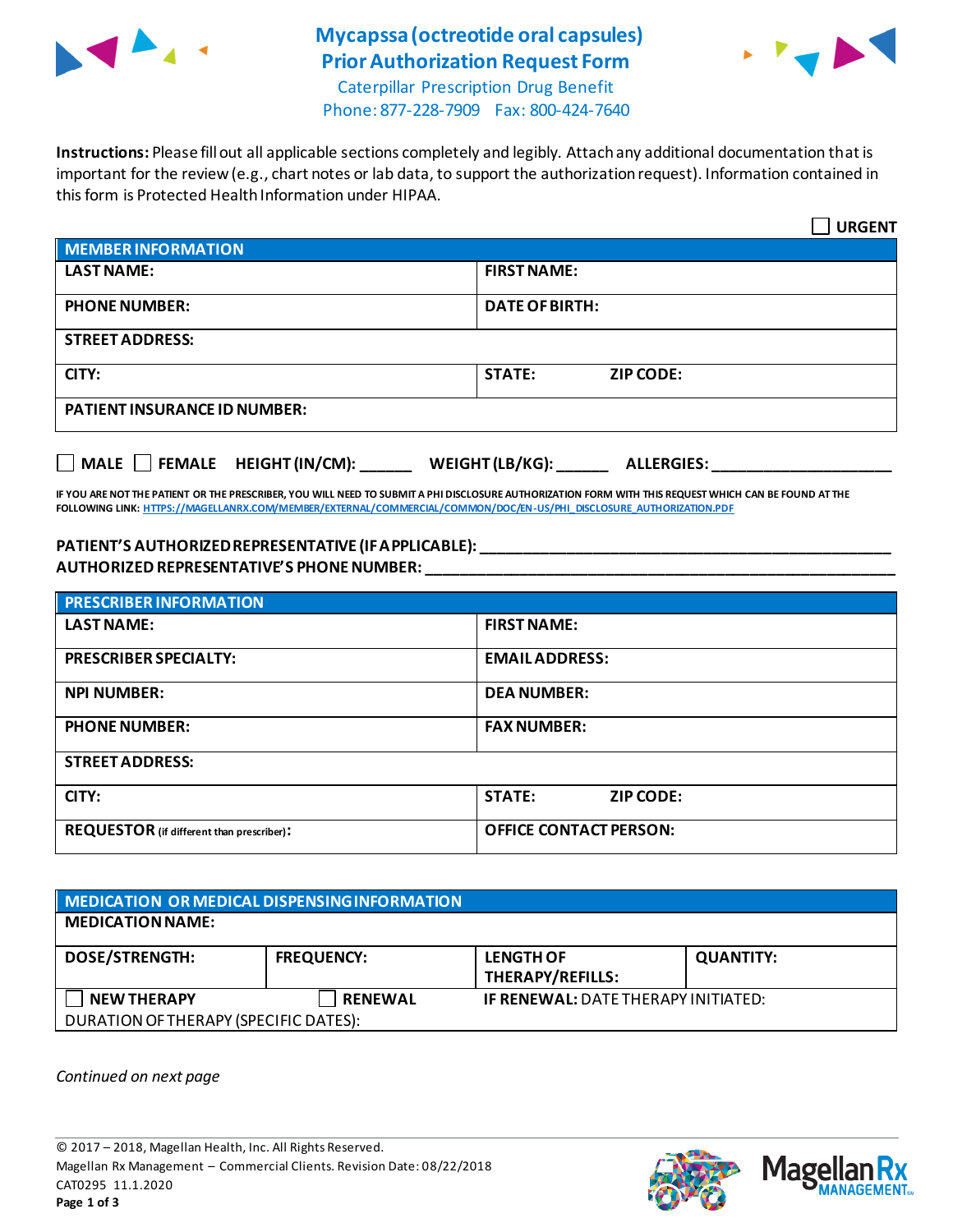# Mycapssa (octreotide oral capsules) Prior Authorization Request Form

Caterpillar Prescription Drug Benefit
Phone: 877-228-7909 Fax: 800-424-7640

**Instructions:** Please fill out all applicable sections completely and legibly. Attach any additional documentation that is important for the review (e.g., chart notes or lab data, to support the authorization request). Information contained in this form is Protected Health Information under HIPAA.

☐ **URGENT**

| **MEMBER INFORMATION** | |
|---|---|
| **LAST NAME:** | **FIRST NAME:** |
| **PHONE NUMBER:** | **DATE OF BIRTH:** |
| **STREET ADDRESS:** | |
| **CITY:** | **STATE:** **ZIP CODE:** |
| **PATIENT INSURANCE ID NUMBER:** | |

☐ **MALE** ☐ **FEMALE** **HEIGHT (IN/CM):** ______ **WEIGHT (LB/KG):** ______ **ALLERGIES:** ____________________

**IF YOU ARE NOT THE PATIENT OR THE PRESCRIBER, YOU WILL NEED TO SUBMIT A PHI DISCLOSURE AUTHORIZATION FORM WITH THIS REQUEST WHICH CAN BE FOUND AT THE FOLLOWING LINK: HTTPS://MAGELLANRX.COM/MEMBER/EXTERNAL/COMMERCIAL/COMMON/DOC/EN-US/PHI_DISCLOSURE_AUTHORIZATION.PDF**

**PATIENT'S AUTHORIZED REPRESENTATIVE (IF APPLICABLE):** ____________________________________________
**AUTHORIZED REPRESENTATIVE'S PHONE NUMBER:** ____________________________________________

| **PRESCRIBER INFORMATION** | |
|---|---|
| **LAST NAME:** | **FIRST NAME:** |
| **PRESCRIBER SPECIALTY:** | **EMAIL ADDRESS:** |
| **NPI NUMBER:** | **DEA NUMBER:** |
| **PHONE NUMBER:** | **FAX NUMBER:** |
| **STREET ADDRESS:** | |
| **CITY:** | **STATE:** **ZIP CODE:** |
| **REQUESTOR** (if different than prescriber)**:** | **OFFICE CONTACT PERSON:** |

| **MEDICATION OR MEDICAL DISPENSING INFORMATION** | | | |
|---|---|---|---|
| **MEDICATION NAME:** | | | |
| **DOSE/STRENGTH:** | **FREQUENCY:** | **LENGTH OF THERAPY/REFILLS:** | **QUANTITY:** |
| ☐ **NEW THERAPY** | ☐ **RENEWAL** | **IF RENEWAL:** DATE THERAPY INITIATED: | |
| DURATION OF THERAPY (SPECIFIC DATES): | | | |

*Continued on next page*

© 2017 – 2018, Magellan Health, Inc. All Rights Reserved.
Magellan Rx Management – Commercial Clients. Revision Date: 08/22/2018
CAT0295 11.1.2020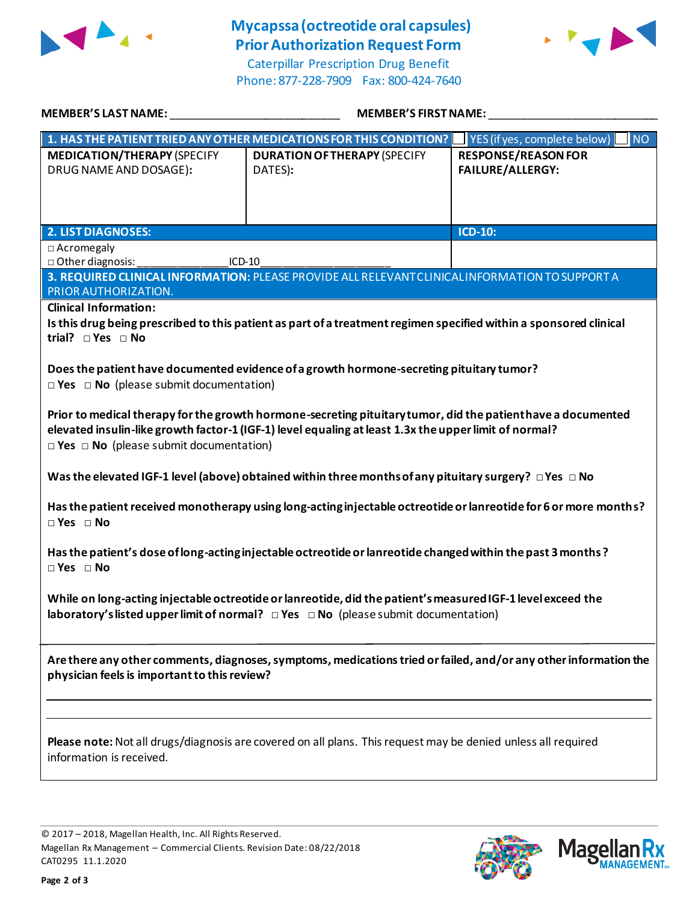# Mycapssa (octreotide oral capsules)
# Prior Authorization Request Form

Caterpillar Prescription Drug Benefit
Phone: 877-228-7909 Fax: 800-424-7640

**MEMBER'S LAST NAME:** ___________________________ **MEMBER'S FIRST NAME:** ___________________________

| **1. HAS THE PATIENT TRIED ANY OTHER MEDICATIONS FOR THIS CONDITION?** | ☐ YES (if yes, complete below) | ☐ NO |
|---|---|---|
| **MEDICATION/THERAPY** (SPECIFY DRUG NAME AND DOSAGE): | **DURATION OF THERAPY** (SPECIFY DATES): | **RESPONSE/REASON FOR FAILURE/ALLERGY:** |
| | | |

| **2. LIST DIAGNOSES:** | **ICD-10:** |
|---|---|
| □ Acromegaly<br>□ Other diagnosis: ______________ICD-10____________________ | |

**3. REQUIRED CLINICAL INFORMATION:** PLEASE PROVIDE ALL RELEVANT CLINICAL INFORMATION TO SUPPORT A PRIOR AUTHORIZATION.

**Clinical Information:**

**Is this drug being prescribed to this patient as part of a treatment regimen specified within a sponsored clinical trial?** □ **Yes** □ **No**

**Does the patient have documented evidence of a growth hormone-secreting pituitary tumor?**
□ **Yes** □ **No** (please submit documentation)

**Prior to medical therapy for the growth hormone-secreting pituitary tumor, did the patient have a documented elevated insulin-like growth factor-1 (IGF-1) level equaling at least 1.3x the upper limit of normal?**
□ **Yes** □ **No** (please submit documentation)

**Was the elevated IGF-1 level (above) obtained within three months of any pituitary surgery?** □ **Yes** □ **No**

**Has the patient received monotherapy using long-acting injectable octreotide or lanreotide for 6 or more months?**
□ **Yes** □ **No**

**Has the patient's dose of long-acting injectable octreotide or lanreotide changed within the past 3 months?**
□ **Yes** □ **No**

**While on long-acting injectable octreotide or lanreotide, did the patient's measured IGF-1 level exceed the laboratory's listed upper limit of normal?** □ **Yes** □ **No** (please submit documentation)

**Are there any other comments, diagnoses, symptoms, medications tried or failed, and/or any other information the physician feels is important to this review?**

_______________________________________________________________________________

_______________________________________________________________________________

**Please note:** Not all drugs/diagnosis are covered on all plans. This request may be denied unless all required information is received.

© 2017 – 2018, Magellan Health, Inc. All Rights Reserved.
Magellan Rx Management – Commercial Clients. Revision Date: 08/22/2018
CAT0295 11.1.2020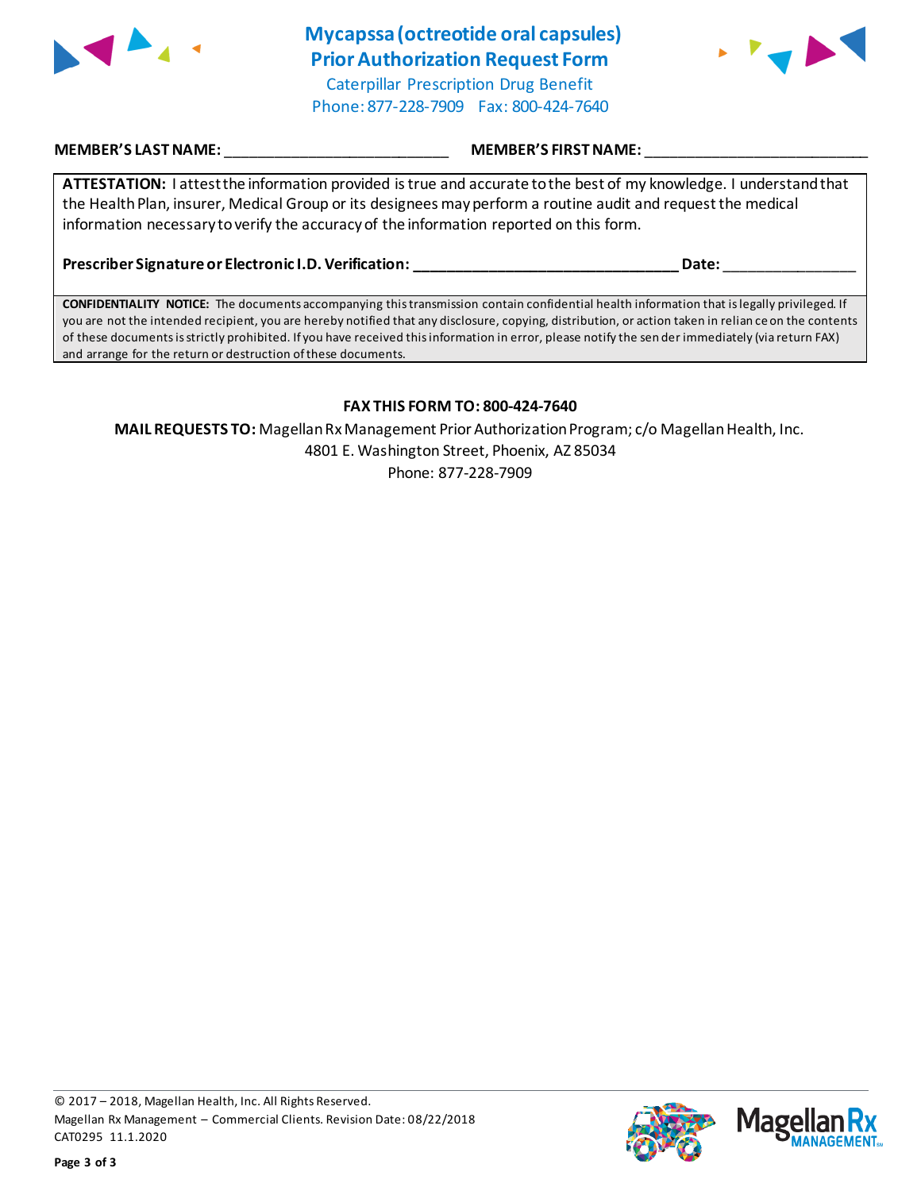# Mycapssa (octreotide oral capsules) Prior Authorization Request Form

Caterpillar Prescription Drug Benefit
Phone: 877-228-7909 Fax: 800-424-7640

**MEMBER'S LAST NAME:** ___________________________ **MEMBER'S FIRST NAME:** ___________________________

**ATTESTATION:** I attest the information provided is true and accurate to the best of my knowledge. I understand that the Health Plan, insurer, Medical Group or its designees may perform a routine audit and request the medical information necessary to verify the accuracy of the information reported on this form.

**Prescriber Signature or Electronic I.D. Verification:** ________________________________ **Date:** ________________

**CONFIDENTIALITY NOTICE:** The documents accompanying this transmission contain confidential health information that is legally privileged. If you are not the intended recipient, you are hereby notified that any disclosure, copying, distribution, or action taken in reliance on the contents of these documents is strictly prohibited. If you have received this information in error, please notify the sender immediately (via return FAX) and arrange for the return or destruction of these documents.

**FAX THIS FORM TO: 800-424-7640**

**MAIL REQUESTS TO:** Magellan Rx Management Prior Authorization Program; c/o Magellan Health, Inc.
4801 E. Washington Street, Phoenix, AZ 85034
Phone: 877-228-7909

© 2017 – 2018, Magellan Health, Inc. All Rights Reserved.
Magellan Rx Management – Commercial Clients. Revision Date: 08/22/2018
CAT0295 11.1.2020